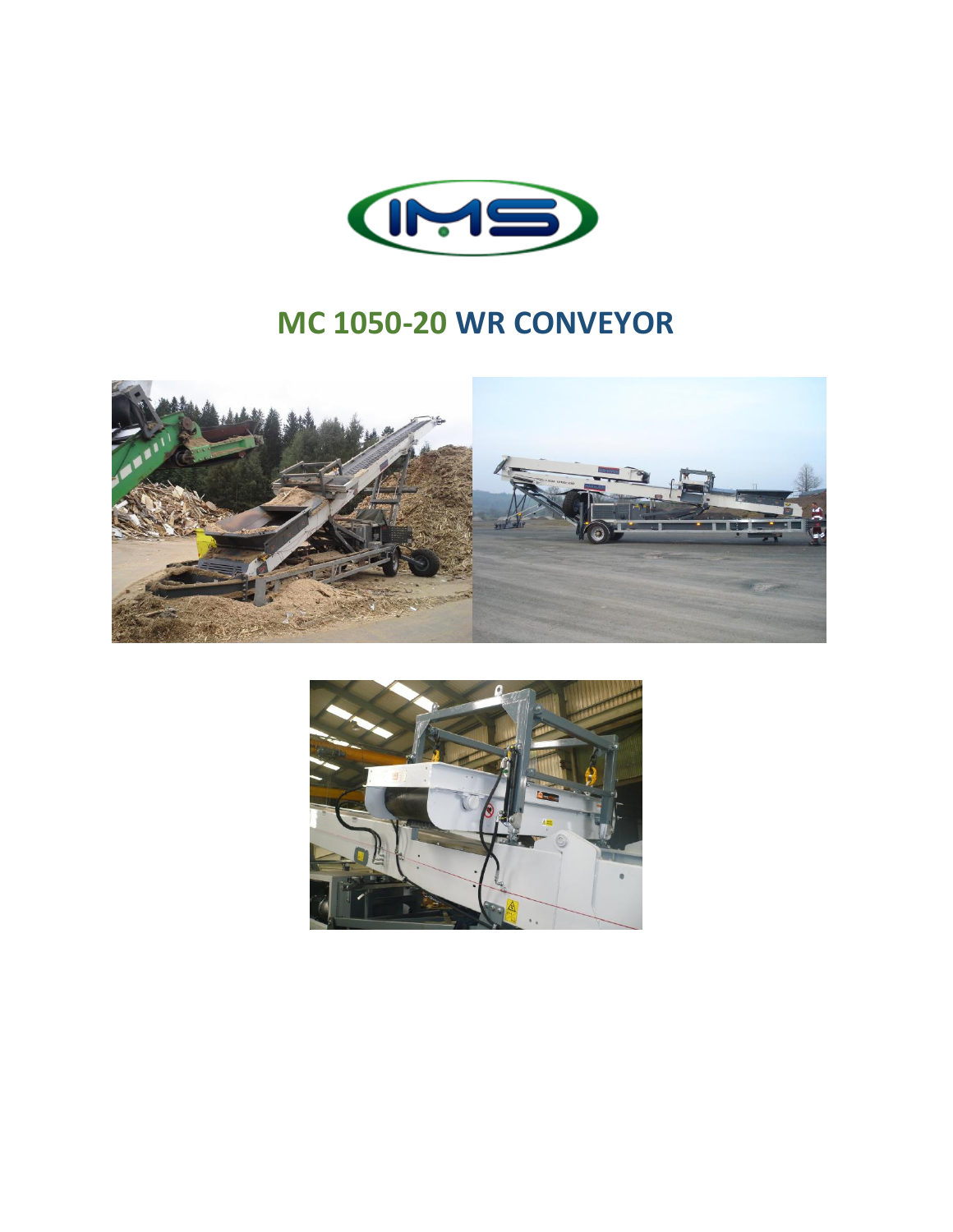# MC 1050-20 WR CONVEYOR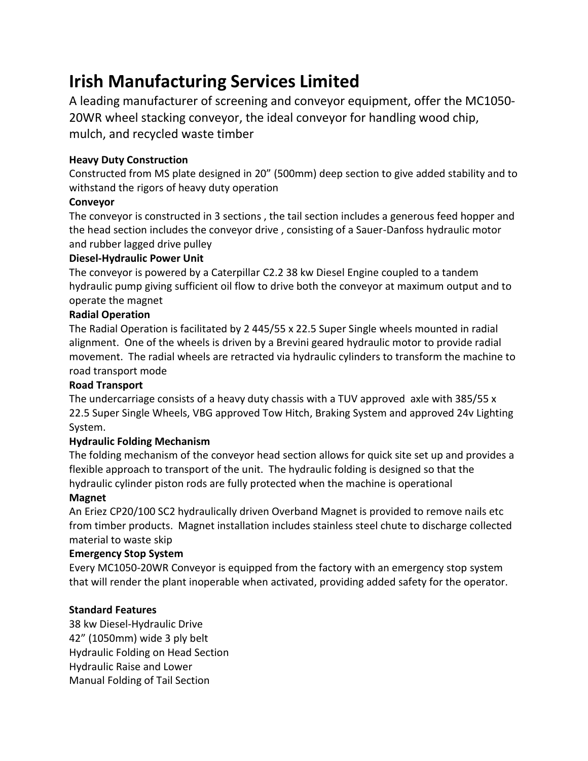# Irish Manufacturing Services Limited

A leading manufacturer of screening and conveyor equipment, offer the MC1050-20WR wheel stacking conveyor, the ideal conveyor for handling wood chip, mulch, and recycled waste timber

**Heavy Duty Construction**
Constructed from MS plate designed in 20" (500mm) deep section to give added stability and to withstand the rigors of heavy duty operation

**Conveyor**
The conveyor is constructed in 3 sections , the tail section includes a generous feed hopper and the head section includes the conveyor drive , consisting of a Sauer-Danfoss hydraulic motor and rubber lagged drive pulley

**Diesel-Hydraulic Power Unit**
The conveyor is powered by a Caterpillar C2.2 38 kw Diesel Engine coupled to a tandem hydraulic pump giving sufficient oil flow to drive both the conveyor at maximum output and to operate the magnet

**Radial Operation**
The Radial Operation is facilitated by 2 445/55 x 22.5 Super Single wheels mounted in radial alignment. One of the wheels is driven by a Brevini geared hydraulic motor to provide radial movement. The radial wheels are retracted via hydraulic cylinders to transform the machine to road transport mode

**Road Transport**
The undercarriage consists of a heavy duty chassis with a TUV approved axle with 385/55 x 22.5 Super Single Wheels, VBG approved Tow Hitch, Braking System and approved 24v Lighting System.

**Hydraulic Folding Mechanism**
The folding mechanism of the conveyor head section allows for quick site set up and provides a flexible approach to transport of the unit. The hydraulic folding is designed so that the hydraulic cylinder piston rods are fully protected when the machine is operational

**Magnet**
An Eriez CP20/100 SC2 hydraulically driven Overband Magnet is provided to remove nails etc from timber products. Magnet installation includes stainless steel chute to discharge collected material to waste skip

**Emergency Stop System**
Every MC1050-20WR Conveyor is equipped from the factory with an emergency stop system that will render the plant inoperable when activated, providing added safety for the operator.

**Standard Features**
38 kw Diesel-Hydraulic Drive
42" (1050mm) wide 3 ply belt
Hydraulic Folding on Head Section
Hydraulic Raise and Lower
Manual Folding of Tail Section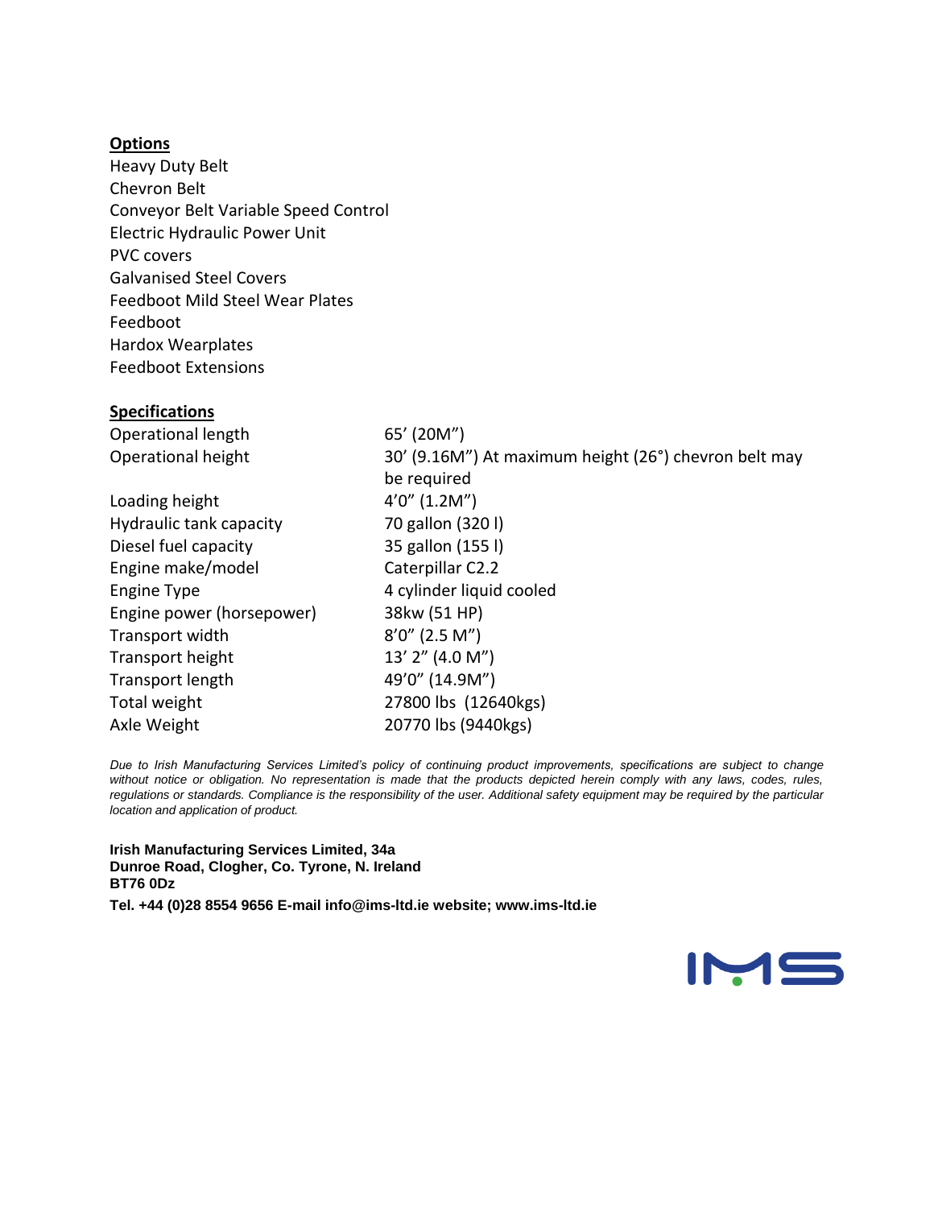**Options**

Heavy Duty Belt
Chevron Belt
Conveyor Belt Variable Speed Control
Electric Hydraulic Power Unit
PVC covers
Galvanised Steel Covers
Feedboot Mild Steel Wear Plates
Feedboot
Hardox Wearplates
Feedboot Extensions

**Specifications**

| | |
|---|---|
| Operational length | 65' (20M") |
| Operational height | 30' (9.16M") At maximum height (26°) chevron belt may be required |
| Loading height | 4'0" (1.2M") |
| Hydraulic tank capacity | 70 gallon (320 l) |
| Diesel fuel capacity | 35 gallon (155 l) |
| Engine make/model | Caterpillar C2.2 |
| Engine Type | 4 cylinder liquid cooled |
| Engine power (horsepower) | 38kw (51 HP) |
| Transport width | 8'0" (2.5 M") |
| Transport height | 13' 2" (4.0 M") |
| Transport length | 49'0" (14.9M") |
| Total weight | 27800 lbs (12640kgs) |
| Axle Weight | 20770 lbs (9440kgs) |

*Due to Irish Manufacturing Services Limited's policy of continuing product improvements, specifications are subject to change without notice or obligation. No representation is made that the products depicted herein comply with any laws, codes, rules, regulations or standards. Compliance is the responsibility of the user. Additional safety equipment may be required by the particular location and application of product.*

**Irish Manufacturing Services Limited, 34a Dunroe Road, Clogher, Co. Tyrone, N. Ireland BT76 0Dz**
**Tel. +44 (0)28 8554 9656 E-mail info@ims-ltd.ie website; www.ims-ltd.ie**

IMS